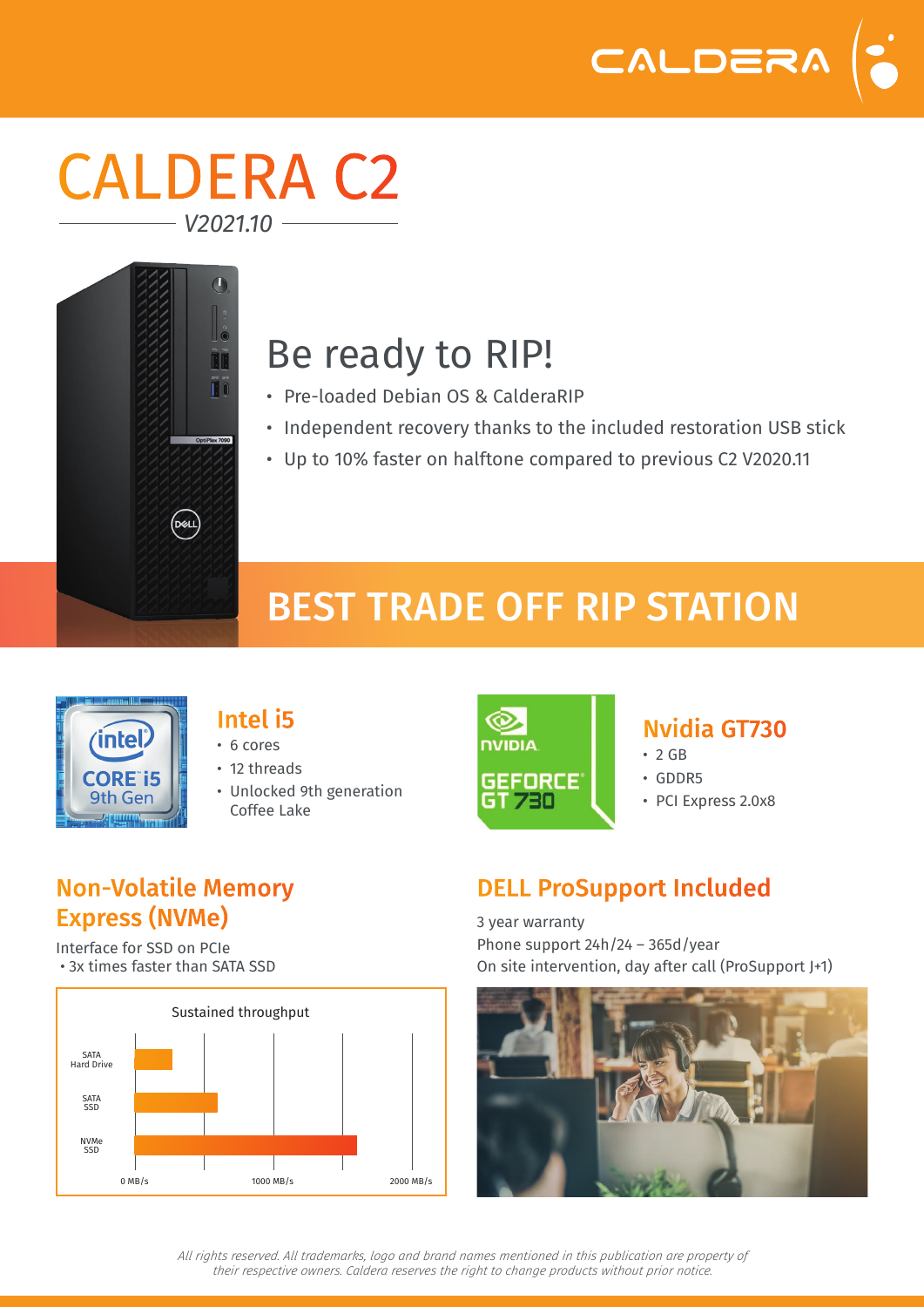# CALDERA C2

*V2021.10*

## Be ready to RIP!

- Pre-loaded Debian OS & CalderaRIP
- Independent recovery thanks to the included restoration USB stick
- Up to 10% faster on halftone compared to previous C2 V2020.11

## BEST TRADE OFF RIP STATION

### Intel i5

- 6 cores
- 12 threads
- Unlocked 9th generation Coffee Lake

### Nvidia GT730

- 2 GB
- GDDR5
- PCI Express 2.0x8

### Non-Volatile Memory Express (NVMe)

Interface for SSD on PCIe

- 3x times faster than SATA SSD

Sustained throughput

SATA Hard Drive, SATA SSD, NVMe SSD

0 MB/s, 1000 MB/s, 2000 MB/s

### DELL ProSupport Included

3 year warranty

Phone support 24h/24 – 365d/year

On site intervention, day after call (ProSupport J+1)

*All rights reserved. All trademarks, logo and brand names mentioned in this publication are property of their respective owners. Caldera reserves the right to change products without prior notice.*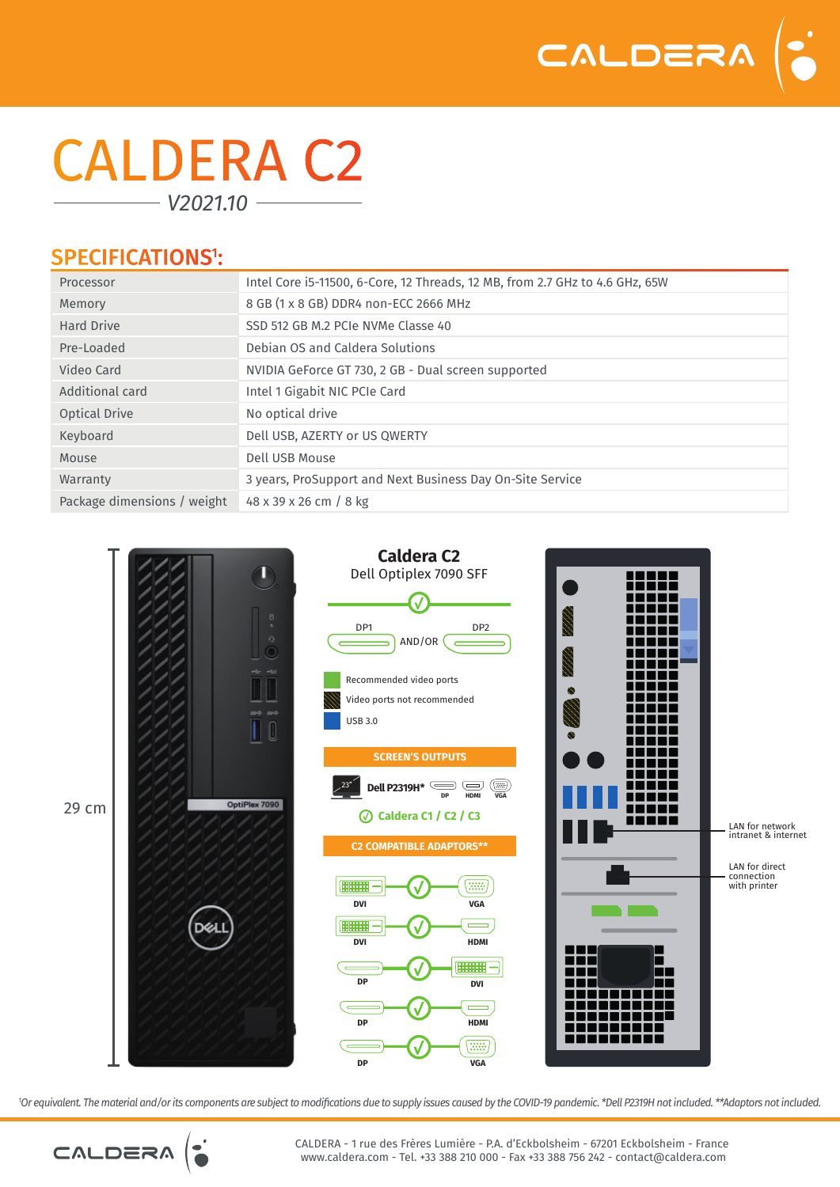# CALDERA C2

V2021.10

## SPECIFICATIONS[1]:

| | |
|---|---|
| Processor | Intel Core i5-11500, 6-Core, 12 Threads, 12 MB, from 2.7 GHz to 4.6 GHz, 65W |
| Memory | 8 GB (1 x 8 GB) DDR4 non-ECC 2666 MHz |
| Hard Drive | SSD 512 GB M.2 PCIe NVMe Classe 40 |
| Pre-Loaded | Debian OS and Caldera Solutions |
| Video Card | NVIDIA GeForce GT 730, 2 GB - Dual screen supported |
| Additional card | Intel 1 Gigabit NIC PCIe Card |
| Optical Drive | No optical drive |
| Keyboard | Dell USB, AZERTY or US QWERTY |
| Mouse | Dell USB Mouse |
| Warranty | 3 years, ProSupport and Next Business Day On-Site Service |
| Package dimensions / weight | 48 x 39 x 26 cm / 8 kg |

29 cm

OptiPlex 7090

**Caldera C2**

Dell Optiplex 7090 SFF

DP1 AND/OR DP2

Recommended video ports

Video ports not recommended

USB 3.0

**SCREEN'S OUTPUTS**

23" Dell P2319H* DP HDMI VGA

Caldera C1 / C2 / C3

**C2 COMPATIBLE ADAPTORS****

DVI – VGA

DVI – HDMI

DP – DVI

DP – HDMI

DP – VGA

LAN for network intranet & internet

LAN for direct connection with printer

*[1]Or equivalent. The material and/or its components are subject to modifications due to supply issues caused by the COVID-19 pandemic. *Dell P2319H not included. **Adaptors not included.*

CALDERA - 1 rue des Frères Lumière - P.A. d'Eckbolsheim - 67201 Eckbolsheim - France
www.caldera.com - Tel. +33 388 210 000 - Fax +33 388 756 242 - contact@caldera.com